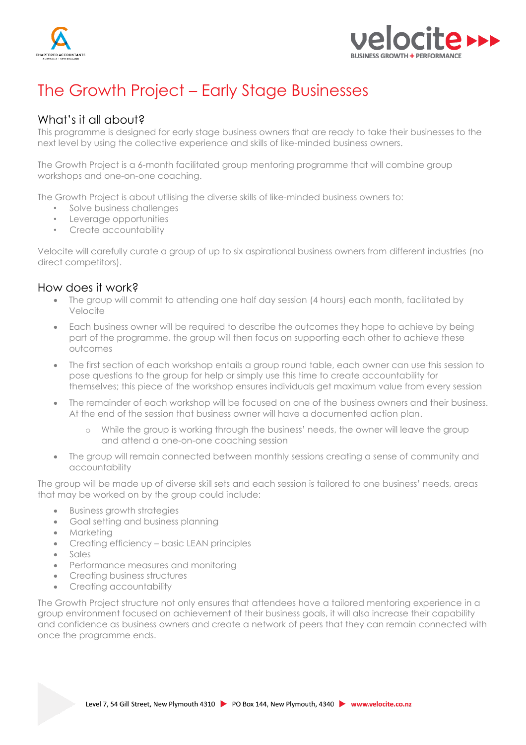# The Growth Project – Early Stage Businesses

## What's it all about?

This programme is designed for early stage business owners that are ready to take their businesses to the next level by using the collective experience and skills of like-minded business owners.

The Growth Project is a 6-month facilitated group mentoring programme that will combine group workshops and one-on-one coaching.

The Growth Project is about utilising the diverse skills of like-minded business owners to:

- Solve business challenges
- Leverage opportunities
- Create accountability

Velocite will carefully curate a group of up to six aspirational business owners from different industries (no direct competitors).

## How does it work?

- The group will commit to attending one half day session (4 hours) each month, facilitated by Velocite
- Each business owner will be required to describe the outcomes they hope to achieve by being part of the programme, the group will then focus on supporting each other to achieve these outcomes
- The first section of each workshop entails a group round table, each owner can use this session to pose questions to the group for help or simply use this time to create accountability for themselves; this piece of the workshop ensures individuals get maximum value from every session
- The remainder of each workshop will be focused on one of the business owners and their business. At the end of the session that business owner will have a documented action plan.
    - While the group is working through the business' needs, the owner will leave the group and attend a one-on-one coaching session
- The group will remain connected between monthly sessions creating a sense of community and accountability

The group will be made up of diverse skill sets and each session is tailored to one business' needs, areas that may be worked on by the group could include:

- Business growth strategies
- Goal setting and business planning
- Marketing
- Creating efficiency – basic LEAN principles
- Sales
- Performance measures and monitoring
- Creating business structures
- Creating accountability

The Growth Project structure not only ensures that attendees have a tailored mentoring experience in a group environment focused on achievement of their business goals, it will also increase their capability and confidence as business owners and create a network of peers that they can remain connected with once the programme ends.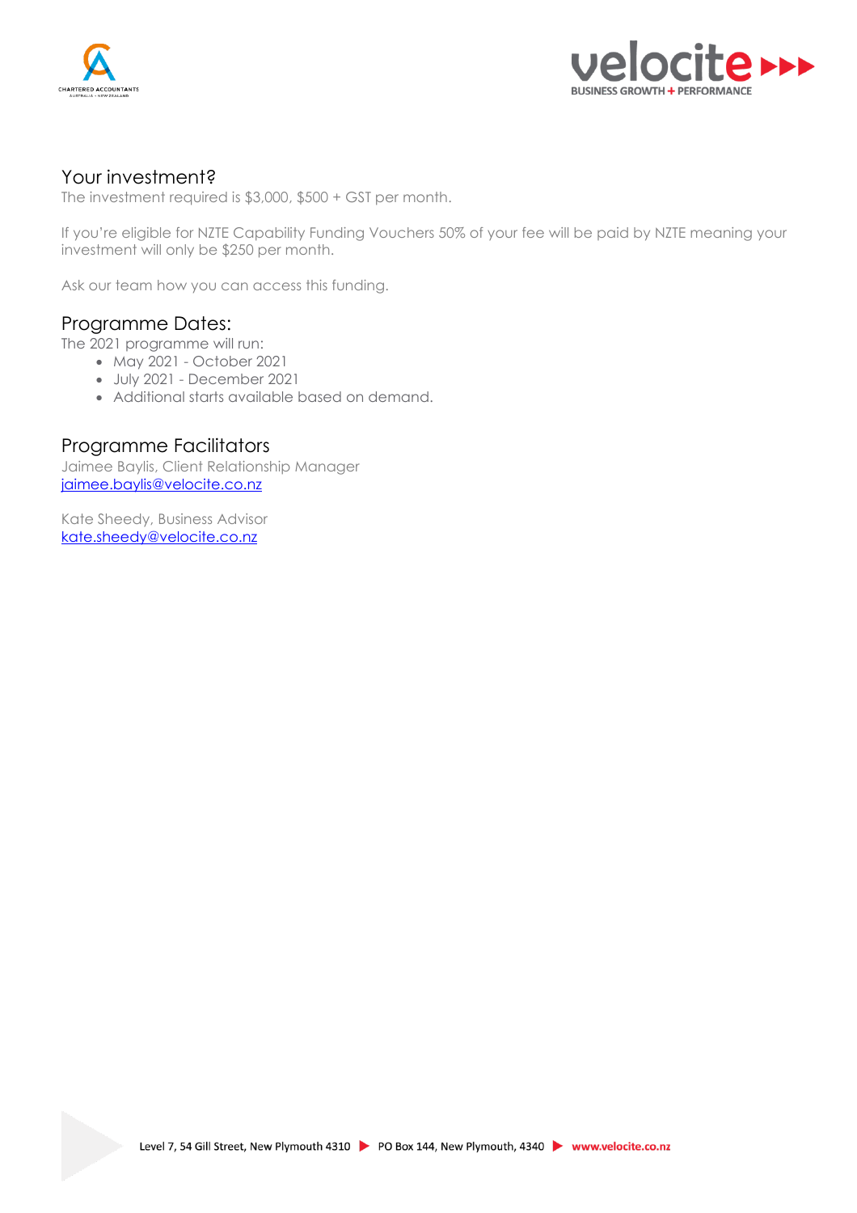## Your investment?

The investment required is $3,000, $500 + GST per month.

If you're eligible for NZTE Capability Funding Vouchers 50% of your fee will be paid by NZTE meaning your investment will only be $250 per month.

Ask our team how you can access this funding.

## Programme Dates:

The 2021 programme will run:

- May 2021 - October 2021
- July 2021 - December 2021
- Additional starts available based on demand.

## Programme Facilitators

Jaimee Baylis, Client Relationship Manager
jaimee.baylis@velocite.co.nz

Kate Sheedy, Business Advisor
kate.sheedy@velocite.co.nz

Level 7, 54 Gill Street, New Plymouth 4310 ▶ PO Box 144, New Plymouth, 4340 ▶ www.velocite.co.nz